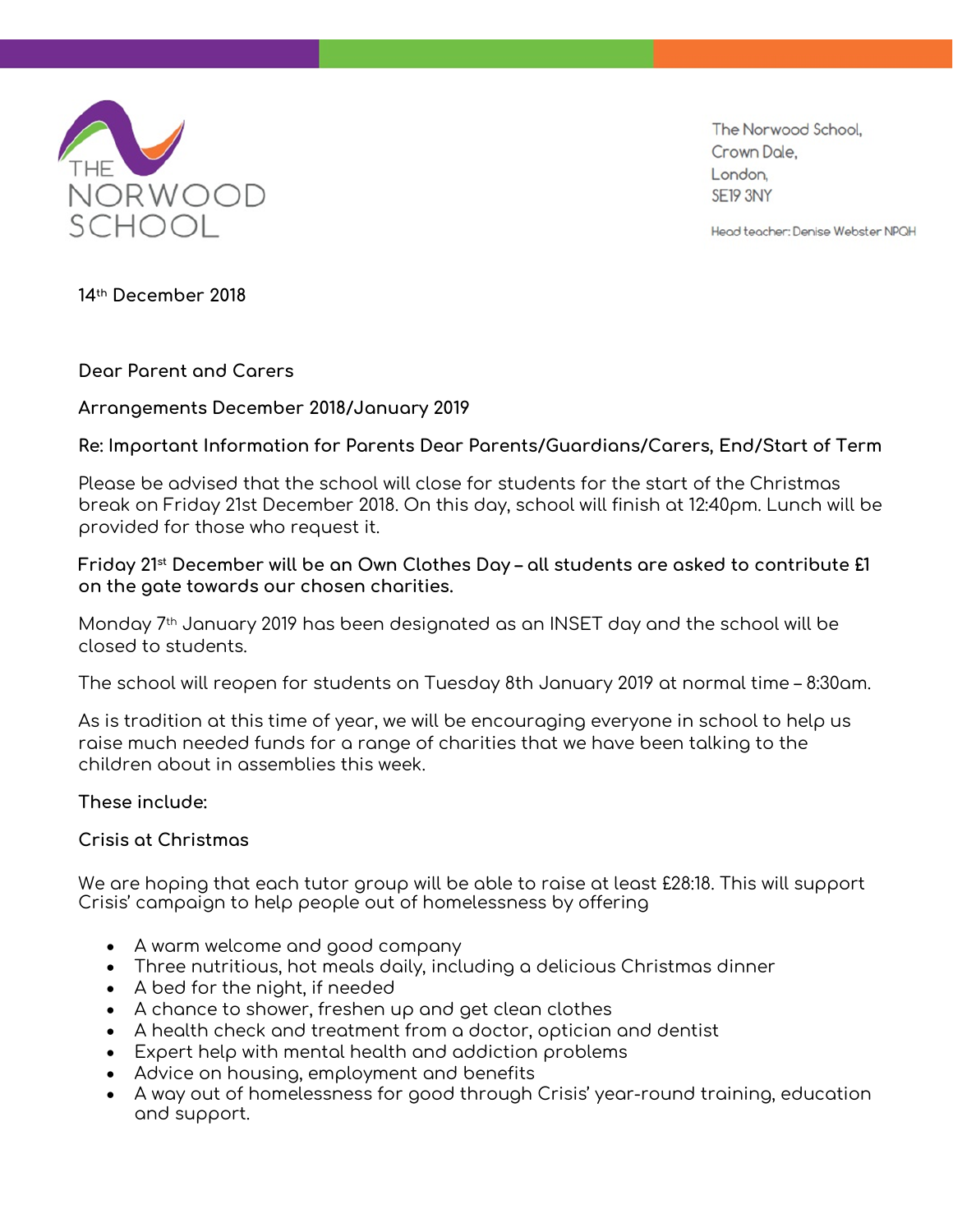THE NORWOOD SCHOOL

The Norwood School,
Crown Dale,
London,
SE19 3NY

Head teacher: Denise Webster NPQH

**14th December 2018**

**Dear Parent and Carers**

**Arrangements December 2018/January 2019**

**Re: Important Information for Parents Dear Parents/Guardians/Carers, End/Start of Term**

Please be advised that the school will close for students for the start of the Christmas break on Friday 21st December 2018. On this day, school will finish at 12:40pm. Lunch will be provided for those who request it.

**Friday 21st December will be an Own Clothes Day – all students are asked to contribute £1 on the gate towards our chosen charities.**

Monday 7th January 2019 has been designated as an INSET day and the school will be closed to students.

The school will reopen for students on Tuesday 8th January 2019 at normal time – 8:30am.

As is tradition at this time of year, we will be encouraging everyone in school to help us raise much needed funds for a range of charities that we have been talking to the children about in assemblies this week.

**These include:**

**Crisis at Christmas**

We are hoping that each tutor group will be able to raise at least £28:18. This will support Crisis' campaign to help people out of homelessness by offering

- A warm welcome and good company
- Three nutritious, hot meals daily, including a delicious Christmas dinner
- A bed for the night, if needed
- A chance to shower, freshen up and get clean clothes
- A health check and treatment from a doctor, optician and dentist
- Expert help with mental health and addiction problems
- Advice on housing, employment and benefits
- A way out of homelessness for good through Crisis' year-round training, education and support.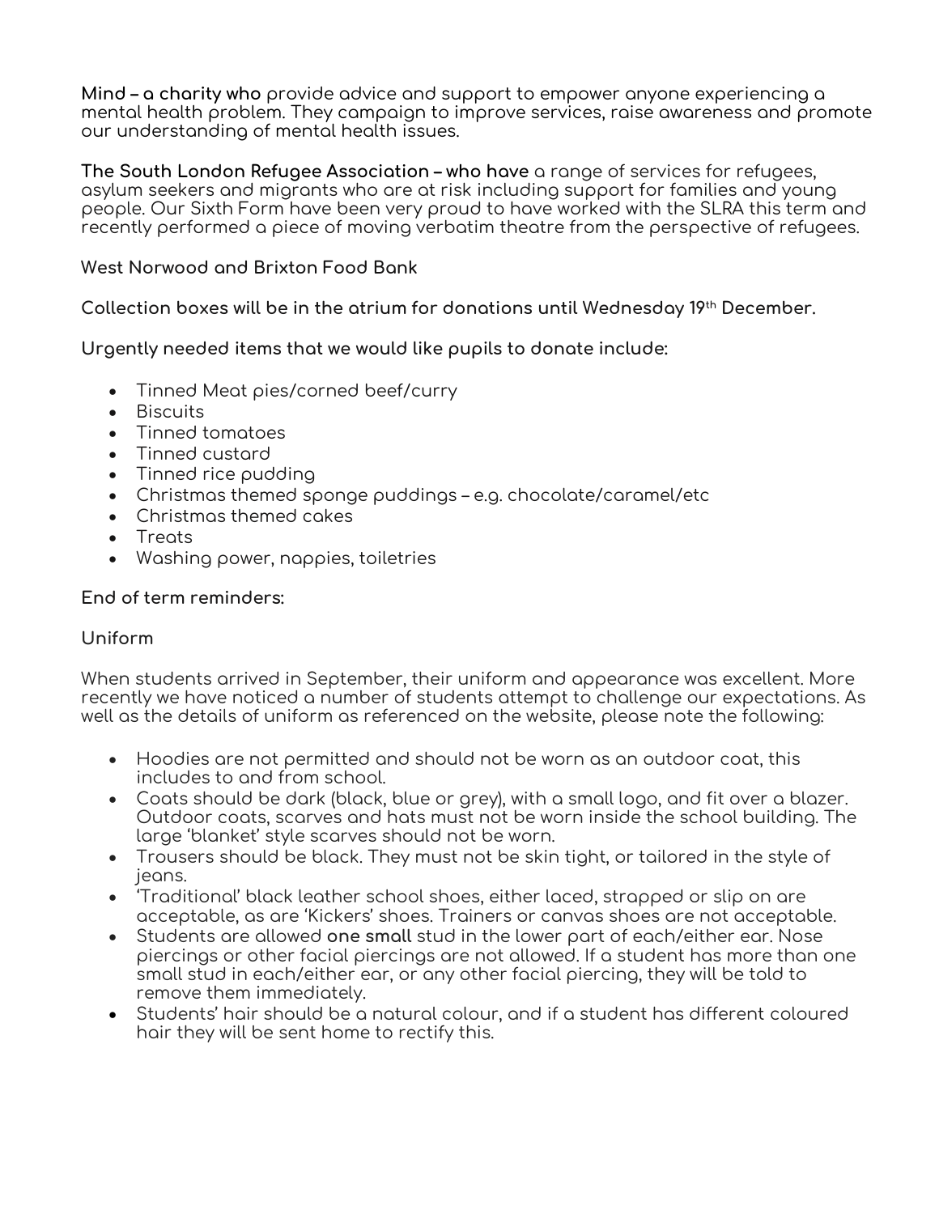**Mind – a charity who** provide advice and support to empower anyone experiencing a mental health problem. They campaign to improve services, raise awareness and promote our understanding of mental health issues.

**The South London Refugee Association – who have** a range of services for refugees, asylum seekers and migrants who are at risk including support for families and young people. Our Sixth Form have been very proud to have worked with the SLRA this term and recently performed a piece of moving verbatim theatre from the perspective of refugees.

**West Norwood and Brixton Food Bank**

**Collection boxes will be in the atrium for donations until Wednesday 19th December.**

**Urgently needed items that we would like pupils to donate include:**

- Tinned Meat pies/corned beef/curry
- Biscuits
- Tinned tomatoes
- Tinned custard
- Tinned rice pudding
- Christmas themed sponge puddings – e.g. chocolate/caramel/etc
- Christmas themed cakes
- Treats
- Washing power, nappies, toiletries

**End of term reminders:**

**Uniform**

When students arrived in September, their uniform and appearance was excellent. More recently we have noticed a number of students attempt to challenge our expectations. As well as the details of uniform as referenced on the website, please note the following:

- Hoodies are not permitted and should not be worn as an outdoor coat, this includes to and from school.
- Coats should be dark (black, blue or grey), with a small logo, and fit over a blazer. Outdoor coats, scarves and hats must not be worn inside the school building. The large 'blanket' style scarves should not be worn.
- Trousers should be black. They must not be skin tight, or tailored in the style of jeans.
- 'Traditional' black leather school shoes, either laced, strapped or slip on are acceptable, as are 'Kickers' shoes. Trainers or canvas shoes are not acceptable.
- Students are allowed **one small** stud in the lower part of each/either ear. Nose piercings or other facial piercings are not allowed. If a student has more than one small stud in each/either ear, or any other facial piercing, they will be told to remove them immediately.
- Students' hair should be a natural colour, and if a student has different coloured hair they will be sent home to rectify this.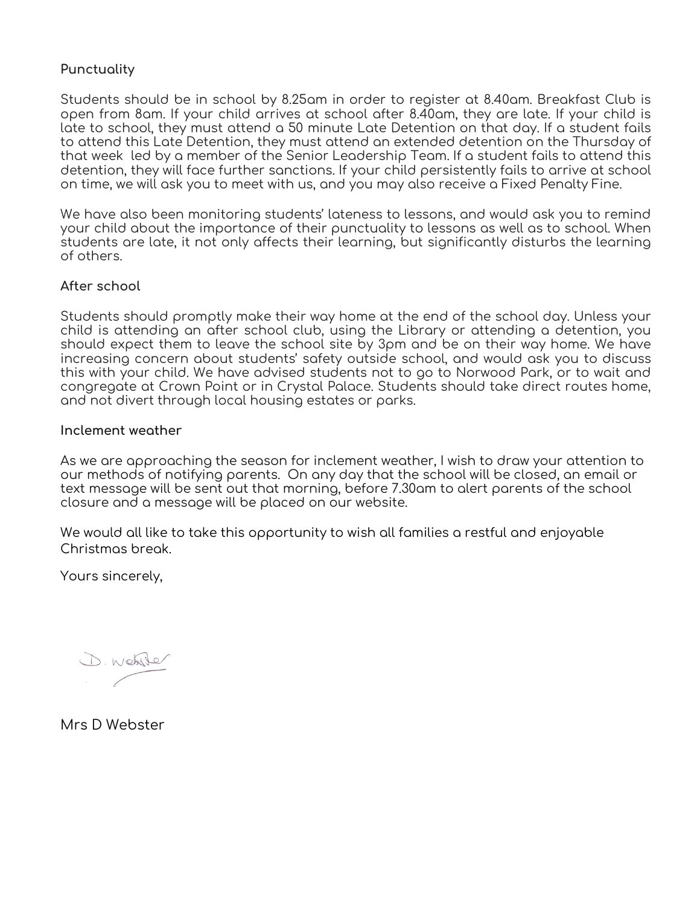**Punctuality**

Students should be in school by 8.25am in order to register at 8.40am. Breakfast Club is open from 8am. If your child arrives at school after 8.40am, they are late. If your child is late to school, they must attend a 50 minute Late Detention on that day. If a student fails to attend this Late Detention, they must attend an extended detention on the Thursday of that week led by a member of the Senior Leadership Team. If a student fails to attend this detention, they will face further sanctions. If your child persistently fails to arrive at school on time, we will ask you to meet with us, and you may also receive a Fixed Penalty Fine.

We have also been monitoring students' lateness to lessons, and would ask you to remind your child about the importance of their punctuality to lessons as well as to school. When students are late, it not only affects their learning, but significantly disturbs the learning of others.

**After school**

Students should promptly make their way home at the end of the school day. Unless your child is attending an after school club, using the Library or attending a detention, you should expect them to leave the school site by 3pm and be on their way home. We have increasing concern about students' safety outside school, and would ask you to discuss this with your child. We have advised students not to go to Norwood Park, or to wait and congregate at Crown Point or in Crystal Palace. Students should take direct routes home, and not divert through local housing estates or parks.

**Inclement weather**

As we are approaching the season for inclement weather, I wish to draw your attention to our methods of notifying parents. On any day that the school will be closed, an email or text message will be sent out that morning, before 7.30am to alert parents of the school closure and a message will be placed on our website.

We would all like to take this opportunity to wish all families a restful and enjoyable Christmas break.

Yours sincerely,

D. Webster

Mrs D Webster